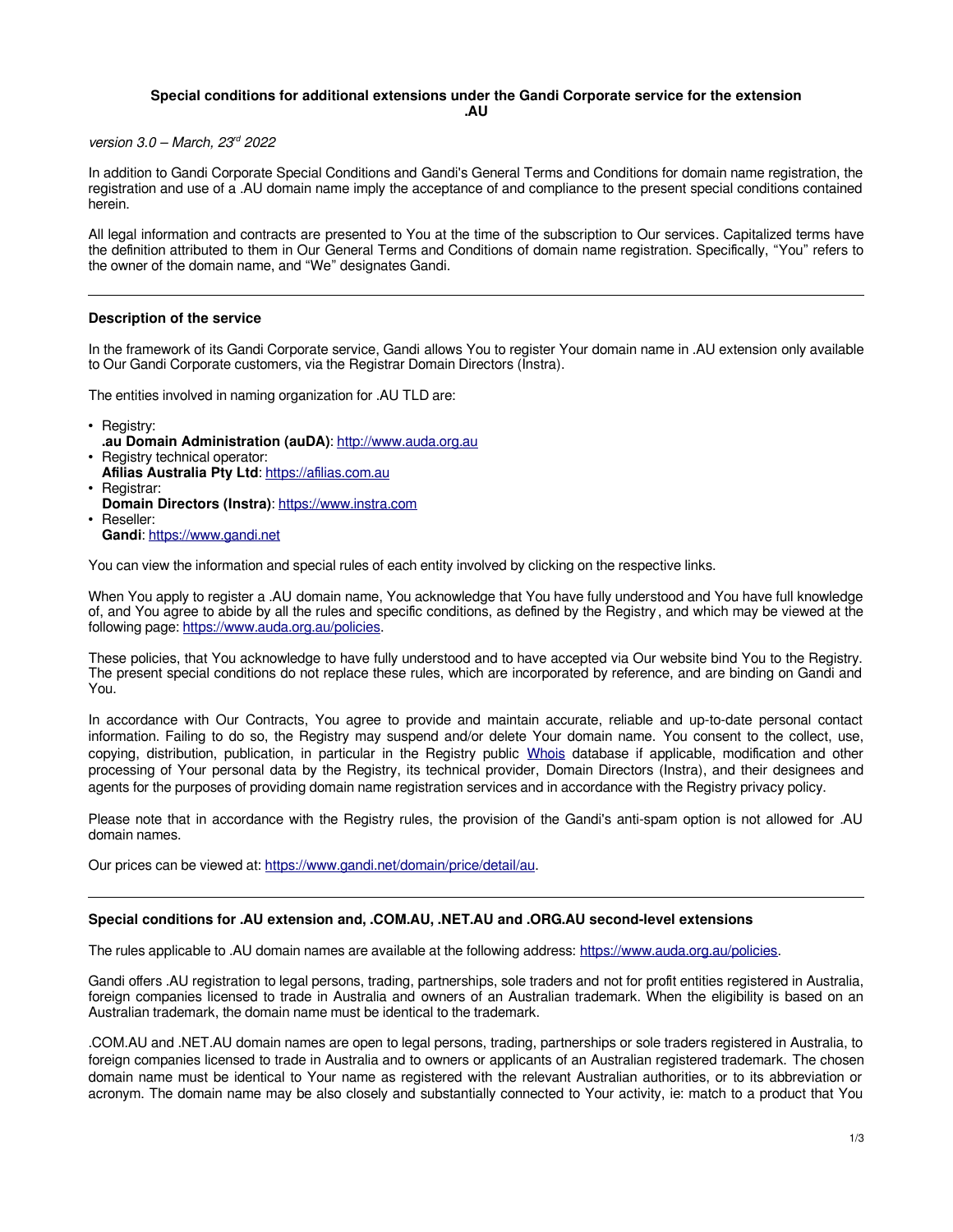**Special conditions for additional extensions under the Gandi Corporate service for the extension .AU**

*version 3.0 – March, 23rd 2022*

In addition to Gandi Corporate Special Conditions and Gandi's General Terms and Conditions for domain name registration, the registration and use of a .AU domain name imply the acceptance of and compliance to the present special conditions contained herein.

All legal information and contracts are presented to You at the time of the subscription to Our services. Capitalized terms have the definition attributed to them in Our General Terms and Conditions of domain name registration. Specifically, "You" refers to the owner of the domain name, and "We" designates Gandi.

---

**Description of the service**

In the framework of its Gandi Corporate service, Gandi allows You to register Your domain name in .AU extension only available to Our Gandi Corporate customers, via the Registrar Domain Directors (Instra).

The entities involved in naming organization for .AU TLD are:

- Registry:
  **.au Domain Administration (auDA)**: [http://www.auda.org.au](http://www.auda.org.au)
- Registry technical operator:
  **Afilias Australia Pty Ltd**: [https://afilias.com.au](https://afilias.com.au)
- Registrar:
  **Domain Directors (Instra)**: [https://www.instra.com](https://www.instra.com)
- Reseller:
  **Gandi**: [https://www.gandi.net](https://www.gandi.net)

You can view the information and special rules of each entity involved by clicking on the respective links.

When You apply to register a .AU domain name, You acknowledge that You have fully understood and You have full knowledge of, and You agree to abide by all the rules and specific conditions, as defined by the Registry, and which may be viewed at the following page: [https://www.auda.org.au/policies](https://www.auda.org.au/policies).

These policies, that You acknowledge to have fully understood and to have accepted via Our website bind You to the Registry. The present special conditions do not replace these rules, which are incorporated by reference, and are binding on Gandi and You.

In accordance with Our Contracts, You agree to provide and maintain accurate, reliable and up-to-date personal contact information. Failing to do so, the Registry may suspend and/or delete Your domain name. You consent to the collect, use, copying, distribution, publication, in particular in the Registry public Whois database if applicable, modification and other processing of Your personal data by the Registry, its technical provider, Domain Directors (Instra), and their designees and agents for the purposes of providing domain name registration services and in accordance with the Registry privacy policy.

Please note that in accordance with the Registry rules, the provision of the Gandi's anti-spam option is not allowed for .AU domain names.

Our prices can be viewed at: [https://www.gandi.net/domain/price/detail/au](https://www.gandi.net/domain/price/detail/au).

---

**Special conditions for .AU extension and, .COM.AU, .NET.AU and .ORG.AU second-level extensions**

The rules applicable to .AU domain names are available at the following address: [https://www.auda.org.au/policies](https://www.auda.org.au/policies).

Gandi offers .AU registration to legal persons, trading, partnerships, sole traders and not for profit entities registered in Australia, foreign companies licensed to trade in Australia and owners of an Australian trademark. When the eligibility is based on an Australian trademark, the domain name must be identical to the trademark.

.COM.AU and .NET.AU domain names are open to legal persons, trading, partnerships or sole traders registered in Australia, to foreign companies licensed to trade in Australia and to owners or applicants of an Australian registered trademark. The chosen domain name must be identical to Your name as registered with the relevant Australian authorities, or to its abbreviation or acronym. The domain name may be also closely and substantially connected to Your activity, ie: match to a product that You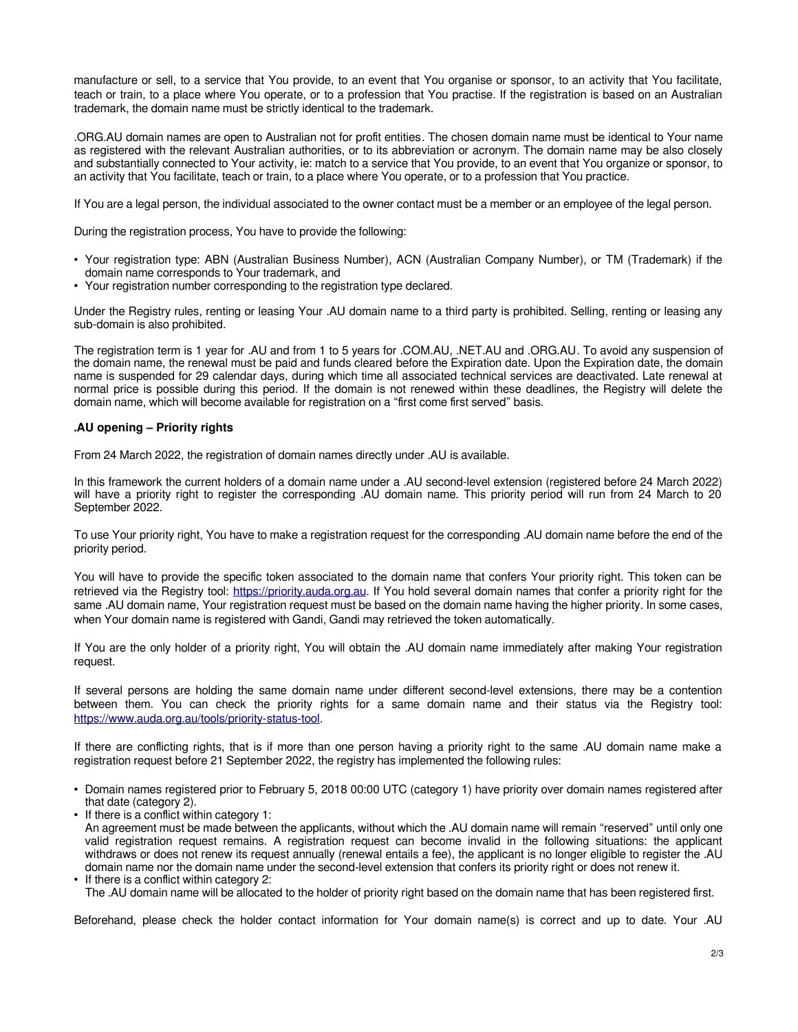manufacture or sell, to a service that You provide, to an event that You organise or sponsor, to an activity that You facilitate, teach or train, to a place where You operate, or to a profession that You practise. If the registration is based on an Australian trademark, the domain name must be strictly identical to the trademark.

.ORG.AU domain names are open to Australian not for profit entities. The chosen domain name must be identical to Your name as registered with the relevant Australian authorities, or to its abbreviation or acronym. The domain name may be also closely and substantially connected to Your activity, ie: match to a service that You provide, to an event that You organize or sponsor, to an activity that You facilitate, teach or train, to a place where You operate, or to a profession that You practice.

If You are a legal person, the individual associated to the owner contact must be a member or an employee of the legal person.

During the registration process, You have to provide the following:

- Your registration type: ABN (Australian Business Number), ACN (Australian Company Number), or TM (Trademark) if the domain name corresponds to Your trademark, and
- Your registration number corresponding to the registration type declared.

Under the Registry rules, renting or leasing Your .AU domain name to a third party is prohibited. Selling, renting or leasing any sub-domain is also prohibited.

The registration term is 1 year for .AU and from 1 to 5 years for .COM.AU, .NET.AU and .ORG.AU. To avoid any suspension of the domain name, the renewal must be paid and funds cleared before the Expiration date. Upon the Expiration date, the domain name is suspended for 29 calendar days, during which time all associated technical services are deactivated. Late renewal at normal price is possible during this period. If the domain is not renewed within these deadlines, the Registry will delete the domain name, which will become available for registration on a “first come first served” basis.

**.AU opening – Priority rights**

From 24 March 2022, the registration of domain names directly under .AU is available.

In this framework the current holders of a domain name under a .AU second-level extension (registered before 24 March 2022) will have a priority right to register the corresponding .AU domain name. This priority period will run from 24 March to 20 September 2022.

To use Your priority right, You have to make a registration request for the corresponding .AU domain name before the end of the priority period.

You will have to provide the specific token associated to the domain name that confers Your priority right. This token can be retrieved via the Registry tool: [https://priority.auda.org.au](https://priority.auda.org.au). If You hold several domain names that confer a priority right for the same .AU domain name, Your registration request must be based on the domain name having the higher priority. In some cases, when Your domain name is registered with Gandi, Gandi may retrieved the token automatically.

If You are the only holder of a priority right, You will obtain the .AU domain name immediately after making Your registration request.

If several persons are holding the same domain name under different second-level extensions, there may be a contention between them. You can check the priority rights for a same domain name and their status via the Registry tool: [https://www.auda.org.au/tools/priority-status-tool](https://www.auda.org.au/tools/priority-status-tool).

If there are conflicting rights, that is if more than one person having a priority right to the same .AU domain name make a registration request before 21 September 2022, the registry has implemented the following rules:

- Domain names registered prior to February 5, 2018 00:00 UTC (category 1) have priority over domain names registered after that date (category 2).
- If there is a conflict within category 1:
  An agreement must be made between the applicants, without which the .AU domain name will remain “reserved” until only one valid registration request remains. A registration request can become invalid in the following situations: the applicant withdraws or does not renew its request annually (renewal entails a fee), the applicant is no longer eligible to register the .AU domain name nor the domain name under the second-level extension that confers its priority right or does not renew it.
- If there is a conflict within category 2:
  The .AU domain name will be allocated to the holder of priority right based on the domain name that has been registered first.

Beforehand, please check the holder contact information for Your domain name(s) is correct and up to date. Your .AU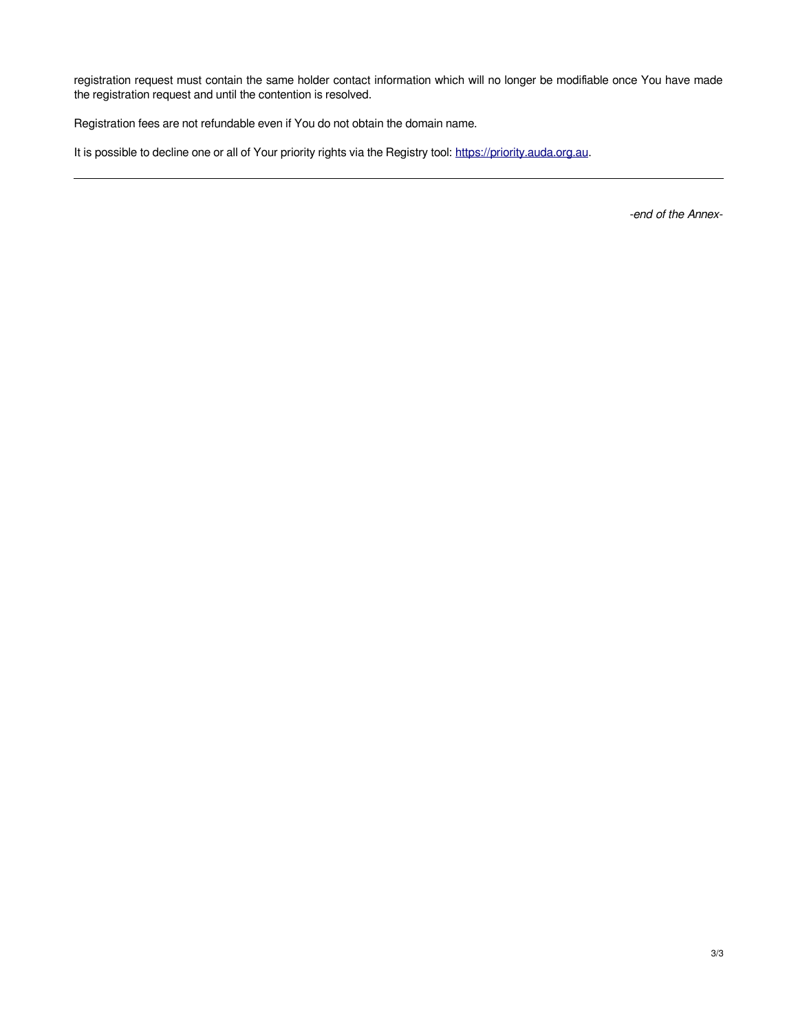registration request must contain the same holder contact information which will no longer be modifiable once You have made the registration request and until the contention is resolved.

Registration fees are not refundable even if You do not obtain the domain name.

It is possible to decline one or all of Your priority rights via the Registry tool: [https://priority.auda.org.au](https://priority.auda.org.au).

---

*-end of the Annex-*